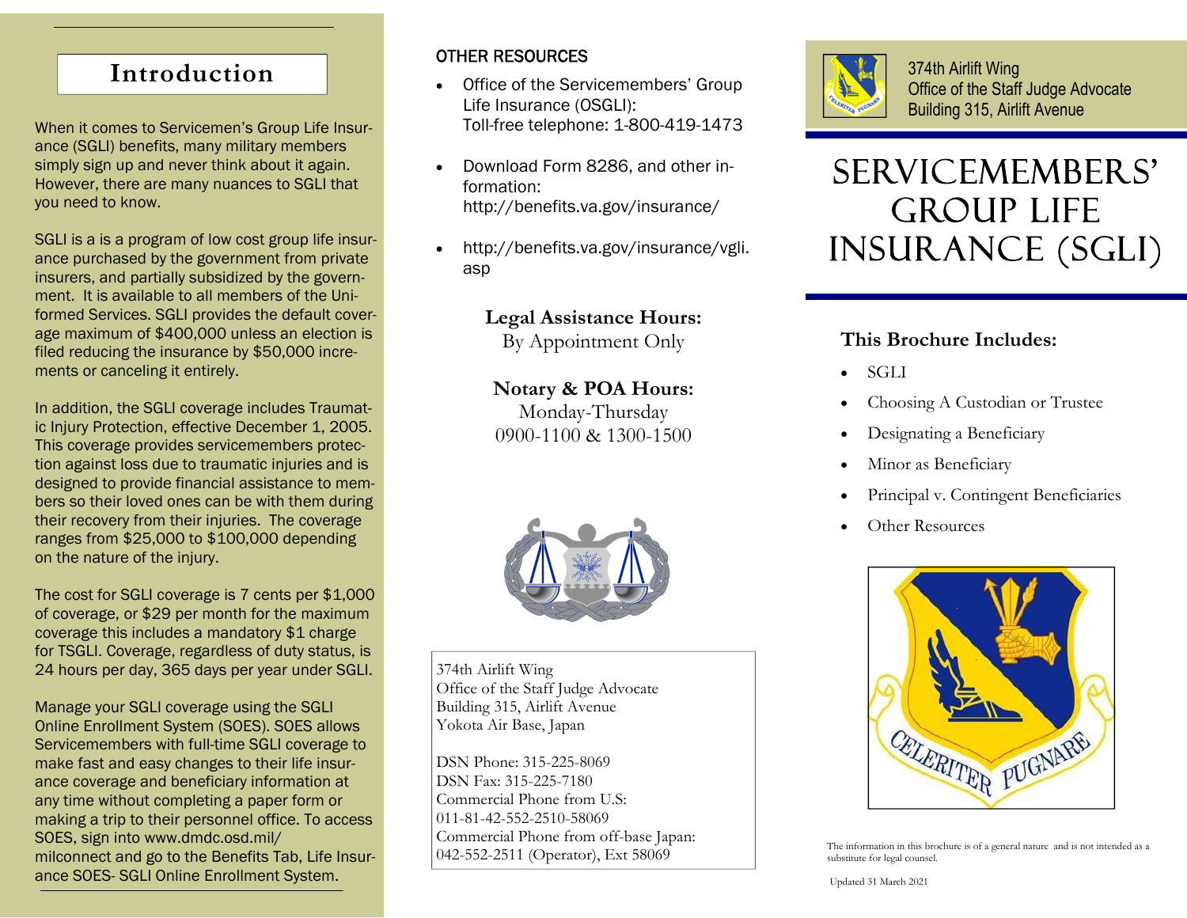## Introduction

When it comes to Servicemen's Group Life Insurance (SGLI) benefits, many military members simply sign up and never think about it again. However, there are many nuances to SGLI that you need to know.

SGLI is a is a program of low cost group life insurance purchased by the government from private insurers, and partially subsidized by the government. It is available to all members of the Uniformed Services. SGLI provides the default coverage maximum of $400,000 unless an election is filed reducing the insurance by $50,000 increments or canceling it entirely.

In addition, the SGLI coverage includes Traumatic Injury Protection, effective December 1, 2005. This coverage provides servicemembers protection against loss due to traumatic injuries and is designed to provide financial assistance to members so their loved ones can be with them during their recovery from their injuries. The coverage ranges from $25,000 to $100,000 depending on the nature of the injury.

The cost for SGLI coverage is 7 cents per $1,000 of coverage, or $29 per month for the maximum coverage this includes a mandatory $1 charge for TSGLI. Coverage, regardless of duty status, is 24 hours per day, 365 days per year under SGLI.

Manage your SGLI coverage using the SGLI Online Enrollment System (SOES). SOES allows Servicemembers with full-time SGLI coverage to make fast and easy changes to their life insurance coverage and beneficiary information at any time without completing a paper form or making a trip to their personnel office. To access SOES, sign into www.dmdc.osd.mil/milconnect and go to the Benefits Tab, Life Insurance SOES- SGLI Online Enrollment System.

## OTHER RESOURCES

- Office of the Servicemembers' Group Life Insurance (OSGLI): Toll-free telephone: 1-800-419-1473
- Download Form 8286, and other information: http://benefits.va.gov/insurance/
- http://benefits.va.gov/insurance/vgli.asp

**Legal Assistance Hours:**
By Appointment Only

**Notary & POA Hours:**
Monday-Thursday
0900-1100 & 1300-1500

374th Airlift Wing
Office of the Staff Judge Advocate
Building 315, Airlift Avenue
Yokota Air Base, Japan

DSN Phone: 315-225-8069
DSN Fax: 315-225-7180
Commercial Phone from U.S.:
011-81-42-552-2510-58069
Commercial Phone from off-base Japan:
042-552-2511 (Operator), Ext 58069

374th Airlift Wing
Office of the Staff Judge Advocate
Building 315, Airlift Avenue

# SERVICEMEMBERS' GROUP LIFE INSURANCE (SGLI)

### This Brochure Includes:

- SGLI
- Choosing A Custodian or Trustee
- Designating a Beneficiary
- Minor as Beneficiary
- Principal v. Contingent Beneficiaries
- Other Resources

CELERITER PUGNARE

The information in this brochure is of a general nature and is not intended as a substitute for legal counsel.

Updated 31 March 2021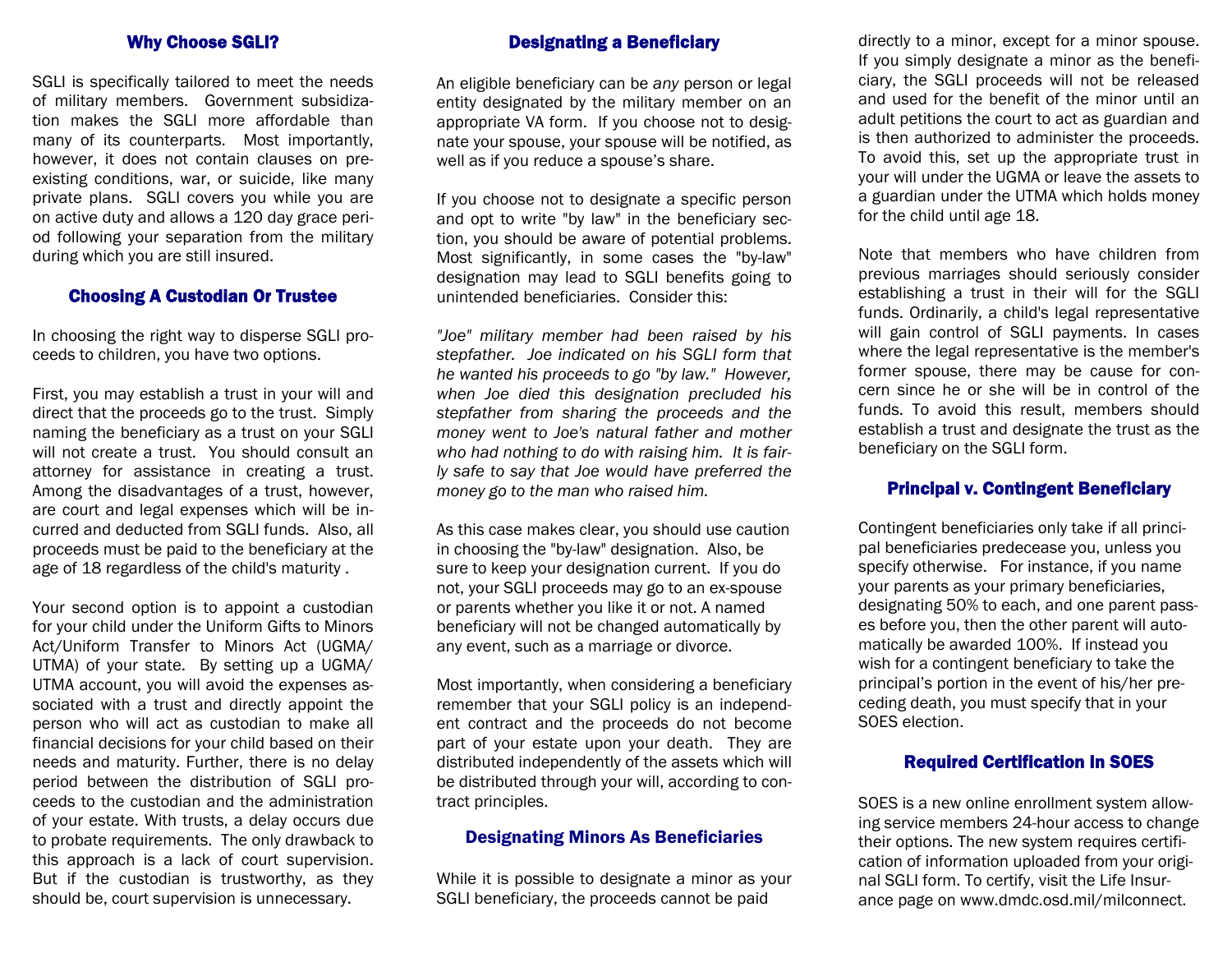## Why Choose SGLI?

SGLI is specifically tailored to meet the needs of military members. Government subsidization makes the SGLI more affordable than many of its counterparts. Most importantly, however, it does not contain clauses on preexisting conditions, war, or suicide, like many private plans. SGLI covers you while you are on active duty and allows a 120 day grace period following your separation from the military during which you are still insured.

## Choosing A Custodian Or Trustee

In choosing the right way to disperse SGLI proceeds to children, you have two options.

First, you may establish a trust in your will and direct that the proceeds go to the trust. Simply naming the beneficiary as a trust on your SGLI will not create a trust. You should consult an attorney for assistance in creating a trust. Among the disadvantages of a trust, however, are court and legal expenses which will be incurred and deducted from SGLI funds. Also, all proceeds must be paid to the beneficiary at the age of 18 regardless of the child's maturity .

Your second option is to appoint a custodian for your child under the Uniform Gifts to Minors Act/Uniform Transfer to Minors Act (UGMA/UTMA) of your state. By setting up a UGMA/UTMA account, you will avoid the expenses associated with a trust and directly appoint the person who will act as custodian to make all financial decisions for your child based on their needs and maturity. Further, there is no delay period between the distribution of SGLI proceeds to the custodian and the administration of your estate. With trusts, a delay occurs due to probate requirements. The only drawback to this approach is a lack of court supervision. But if the custodian is trustworthy, as they should be, court supervision is unnecessary.

## Designating a Beneficiary

An eligible beneficiary can be *any* person or legal entity designated by the military member on an appropriate VA form. If you choose not to designate your spouse, your spouse will be notified, as well as if you reduce a spouse's share.

If you choose not to designate a specific person and opt to write "by law" in the beneficiary section, you should be aware of potential problems. Most significantly, in some cases the "by-law" designation may lead to SGLI benefits going to unintended beneficiaries. Consider this:

*"Joe" military member had been raised by his stepfather. Joe indicated on his SGLI form that he wanted his proceeds to go "by law." However, when Joe died this designation precluded his stepfather from sharing the proceeds and the money went to Joe's natural father and mother who had nothing to do with raising him. It is fairly safe to say that Joe would have preferred the money go to the man who raised him.*

As this case makes clear, you should use caution in choosing the "by-law" designation. Also, be sure to keep your designation current. If you do not, your SGLI proceeds may go to an ex-spouse or parents whether you like it or not. A named beneficiary will not be changed automatically by any event, such as a marriage or divorce.

Most importantly, when considering a beneficiary remember that your SGLI policy is an independent contract and the proceeds do not become part of your estate upon your death. They are distributed independently of the assets which will be distributed through your will, according to contract principles.

## Designating Minors As Beneficiaries

While it is possible to designate a minor as your SGLI beneficiary, the proceeds cannot be paid directly to a minor, except for a minor spouse. If you simply designate a minor as the beneficiary, the SGLI proceeds will not be released and used for the benefit of the minor until an adult petitions the court to act as guardian and is then authorized to administer the proceeds. To avoid this, set up the appropriate trust in your will under the UGMA or leave the assets to a guardian under the UTMA which holds money for the child until age 18.

Note that members who have children from previous marriages should seriously consider establishing a trust in their will for the SGLI funds. Ordinarily, a child's legal representative will gain control of SGLI payments. In cases where the legal representative is the member's former spouse, there may be cause for concern since he or she will be in control of the funds. To avoid this result, members should establish a trust and designate the trust as the beneficiary on the SGLI form.

## Principal v. Contingent Beneficiary

Contingent beneficiaries only take if all principal beneficiaries predecease you, unless you specify otherwise. For instance, if you name your parents as your primary beneficiaries, designating 50% to each, and one parent passes before you, then the other parent will automatically be awarded 100%. If instead you wish for a contingent beneficiary to take the principal's portion in the event of his/her preceding death, you must specify that in your SOES election.

## Required Certification In SOES

SOES is a new online enrollment system allowing service members 24-hour access to change their options. The new system requires certification of information uploaded from your original SGLI form. To certify, visit the Life Insurance page on www.dmdc.osd.mil/milconnect.